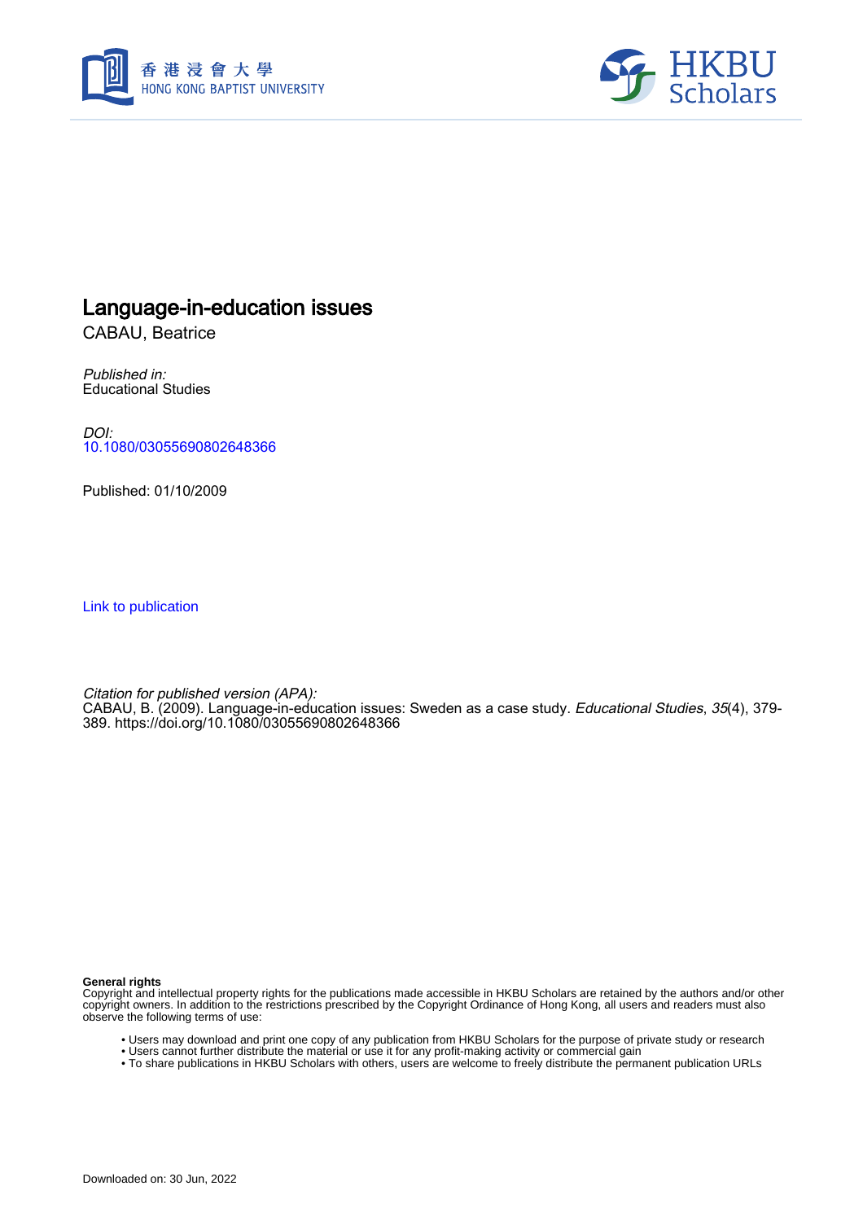# Language-in-education issues

CABAU, Beatrice

*Published in:*
Educational Studies

*DOI:*
10.1080/03055690802648366

Published: 01/10/2009

Link to publication

*Citation for published version (APA):*
CABAU, B. (2009). Language-in-education issues: Sweden as a case study. *Educational Studies*, *35*(4), 379-389. https://doi.org/10.1080/03055690802648366

**General rights**
Copyright and intellectual property rights for the publications made accessible in HKBU Scholars are retained by the authors and/or other copyright owners. In addition to the restrictions prescribed by the Copyright Ordinance of Hong Kong, all users and readers must also observe the following terms of use:

- Users may download and print one copy of any publication from HKBU Scholars for the purpose of private study or research
- Users cannot further distribute the material or use it for any profit-making activity or commercial gain
- To share publications in HKBU Scholars with others, users are welcome to freely distribute the permanent publication URLs

Downloaded on: 30 Jun, 2022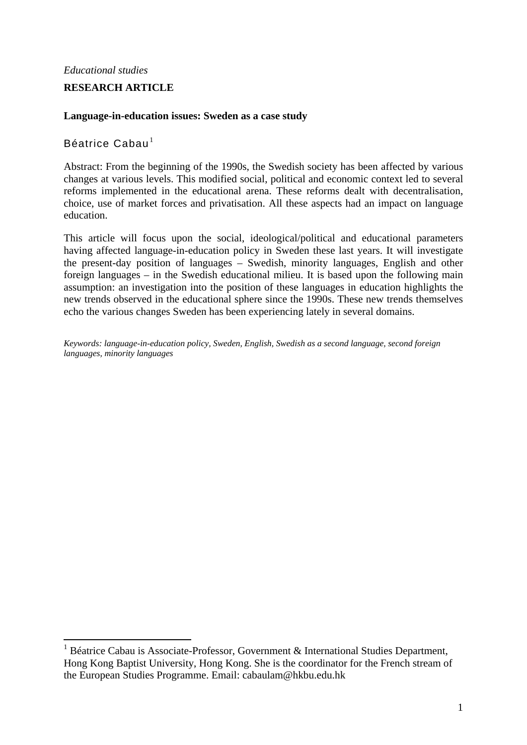*Educational studies*

**RESEARCH ARTICLE**

**Language-in-education issues: Sweden as a case study**

Béatrice Cabau[1]

Abstract: From the beginning of the 1990s, the Swedish society has been affected by various changes at various levels. This modified social, political and economic context led to several reforms implemented in the educational arena. These reforms dealt with decentralisation, choice, use of market forces and privatisation. All these aspects had an impact on language education.

This article will focus upon the social, ideological/political and educational parameters having affected language-in-education policy in Sweden these last years. It will investigate the present-day position of languages – Swedish, minority languages, English and other foreign languages – in the Swedish educational milieu. It is based upon the following main assumption: an investigation into the position of these languages in education highlights the new trends observed in the educational sphere since the 1990s. These new trends themselves echo the various changes Sweden has been experiencing lately in several domains.

*Keywords: language-in-education policy, Sweden, English, Swedish as a second language, second foreign languages, minority languages*

[1] Béatrice Cabau is Associate-Professor, Government & International Studies Department, Hong Kong Baptist University, Hong Kong. She is the coordinator for the French stream of the European Studies Programme. Email: cabaulam@hkbu.edu.hk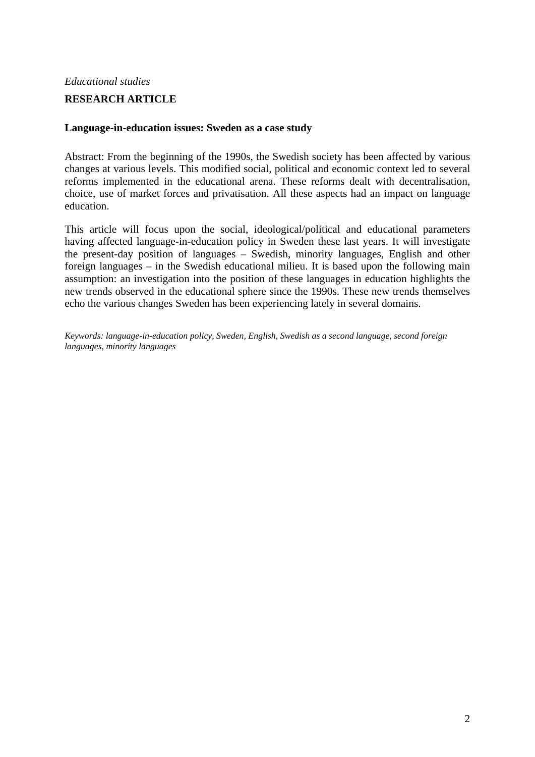*Educational studies*

**RESEARCH ARTICLE**

**Language-in-education issues: Sweden as a case study**

Abstract: From the beginning of the 1990s, the Swedish society has been affected by various changes at various levels. This modified social, political and economic context led to several reforms implemented in the educational arena. These reforms dealt with decentralisation, choice, use of market forces and privatisation. All these aspects had an impact on language education.

This article will focus upon the social, ideological/political and educational parameters having affected language-in-education policy in Sweden these last years. It will investigate the present-day position of languages – Swedish, minority languages, English and other foreign languages – in the Swedish educational milieu. It is based upon the following main assumption: an investigation into the position of these languages in education highlights the new trends observed in the educational sphere since the 1990s. These new trends themselves echo the various changes Sweden has been experiencing lately in several domains.

*Keywords: language-in-education policy, Sweden, English, Swedish as a second language, second foreign languages, minority languages*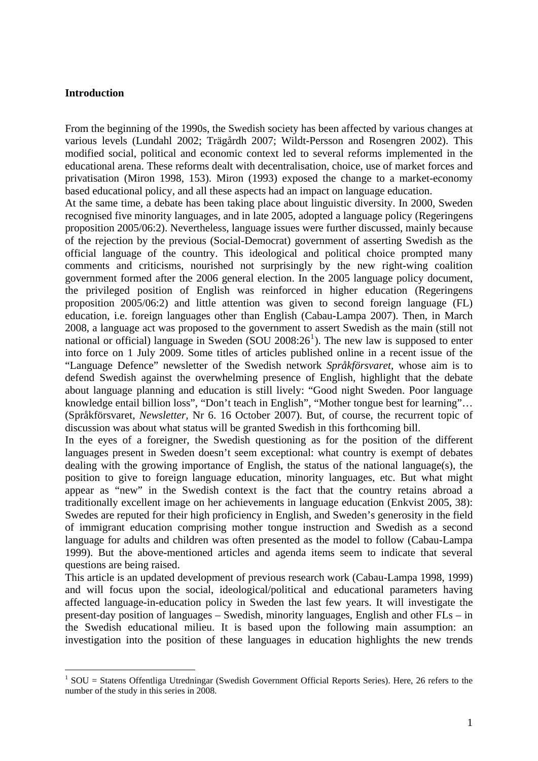## Introduction

From the beginning of the 1990s, the Swedish society has been affected by various changes at various levels (Lundahl 2002; Trägårdh 2007; Wildt-Persson and Rosengren 2002). This modified social, political and economic context led to several reforms implemented in the educational arena. These reforms dealt with decentralisation, choice, use of market forces and privatisation (Miron 1998, 153). Miron (1993) exposed the change to a market-economy based educational policy, and all these aspects had an impact on language education.

At the same time, a debate has been taking place about linguistic diversity. In 2000, Sweden recognised five minority languages, and in late 2005, adopted a language policy (Regeringens proposition 2005/06:2). Nevertheless, language issues were further discussed, mainly because of the rejection by the previous (Social-Democrat) government of asserting Swedish as the official language of the country. This ideological and political choice prompted many comments and criticisms, nourished not surprisingly by the new right-wing coalition government formed after the 2006 general election. In the 2005 language policy document, the privileged position of English was reinforced in higher education (Regeringens proposition 2005/06:2) and little attention was given to second foreign language (FL) education, i.e. foreign languages other than English (Cabau-Lampa 2007). Then, in March 2008, a language act was proposed to the government to assert Swedish as the main (still not national or official) language in Sweden (SOU 2008:26[1]). The new law is supposed to enter into force on 1 July 2009. Some titles of articles published online in a recent issue of the "Language Defence" newsletter of the Swedish network *Språkförsvaret*, whose aim is to defend Swedish against the overwhelming presence of English, highlight that the debate about language planning and education is still lively: "Good night Sweden. Poor language knowledge entail billion loss", "Don't teach in English", "Mother tongue best for learning"… (Språkförsvaret, *Newsletter,* Nr 6. 16 October 2007). But, of course, the recurrent topic of discussion was about what status will be granted Swedish in this forthcoming bill.

In the eyes of a foreigner, the Swedish questioning as for the position of the different languages present in Sweden doesn't seem exceptional: what country is exempt of debates dealing with the growing importance of English, the status of the national language(s), the position to give to foreign language education, minority languages, etc. But what might appear as "new" in the Swedish context is the fact that the country retains abroad a traditionally excellent image on her achievements in language education (Enkvist 2005, 38): Swedes are reputed for their high proficiency in English, and Sweden's generosity in the field of immigrant education comprising mother tongue instruction and Swedish as a second language for adults and children was often presented as the model to follow (Cabau-Lampa 1999). But the above-mentioned articles and agenda items seem to indicate that several questions are being raised.

This article is an updated development of previous research work (Cabau-Lampa 1998, 1999) and will focus upon the social, ideological/political and educational parameters having affected language-in-education policy in Sweden the last few years. It will investigate the present-day position of languages – Swedish, minority languages, English and other FLs – in the Swedish educational milieu. It is based upon the following main assumption: an investigation into the position of these languages in education highlights the new trends

[1] SOU = Statens Offentliga Utredningar (Swedish Government Official Reports Series). Here, 26 refers to the number of the study in this series in 2008.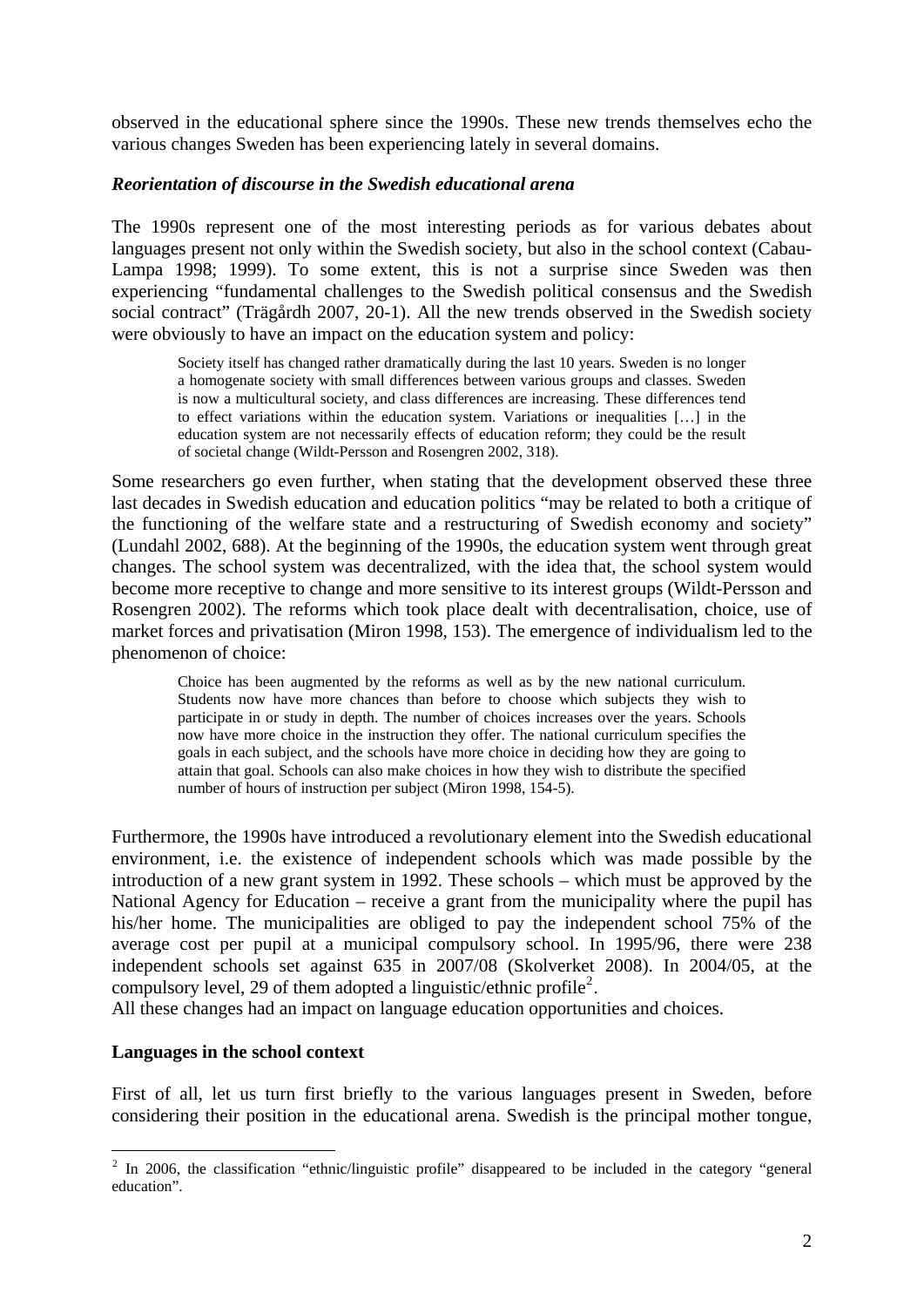observed in the educational sphere since the 1990s. These new trends themselves echo the various changes Sweden has been experiencing lately in several domains.

### *Reorientation of discourse in the Swedish educational arena*

The 1990s represent one of the most interesting periods as for various debates about languages present not only within the Swedish society, but also in the school context (Cabau-Lampa 1998; 1999). To some extent, this is not a surprise since Sweden was then experiencing "fundamental challenges to the Swedish political consensus and the Swedish social contract" (Trägårdh 2007, 20-1). All the new trends observed in the Swedish society were obviously to have an impact on the education system and policy:

> Society itself has changed rather dramatically during the last 10 years. Sweden is no longer a homogenate society with small differences between various groups and classes. Sweden is now a multicultural society, and class differences are increasing. These differences tend to effect variations within the education system. Variations or inequalities […] in the education system are not necessarily effects of education reform; they could be the result of societal change (Wildt-Persson and Rosengren 2002, 318).

Some researchers go even further, when stating that the development observed these three last decades in Swedish education and education politics "may be related to both a critique of the functioning of the welfare state and a restructuring of Swedish economy and society" (Lundahl 2002, 688). At the beginning of the 1990s, the education system went through great changes. The school system was decentralized, with the idea that, the school system would become more receptive to change and more sensitive to its interest groups (Wildt-Persson and Rosengren 2002). The reforms which took place dealt with decentralisation, choice, use of market forces and privatisation (Miron 1998, 153). The emergence of individualism led to the phenomenon of choice:

> Choice has been augmented by the reforms as well as by the new national curriculum. Students now have more chances than before to choose which subjects they wish to participate in or study in depth. The number of choices increases over the years. Schools now have more choice in the instruction they offer. The national curriculum specifies the goals in each subject, and the schools have more choice in deciding how they are going to attain that goal. Schools can also make choices in how they wish to distribute the specified number of hours of instruction per subject (Miron 1998, 154-5).

Furthermore, the 1990s have introduced a revolutionary element into the Swedish educational environment, i.e. the existence of independent schools which was made possible by the introduction of a new grant system in 1992. These schools – which must be approved by the National Agency for Education – receive a grant from the municipality where the pupil has his/her home. The municipalities are obliged to pay the independent school 75% of the average cost per pupil at a municipal compulsory school. In 1995/96, there were 238 independent schools set against 635 in 2007/08 (Skolverket 2008). In 2004/05, at the compulsory level, 29 of them adopted a linguistic/ethnic profile[2].

All these changes had an impact on language education opportunities and choices.

### **Languages in the school context**

First of all, let us turn first briefly to the various languages present in Sweden, before considering their position in the educational arena. Swedish is the principal mother tongue,

---

[2] In 2006, the classification "ethnic/linguistic profile" disappeared to be included in the category "general education".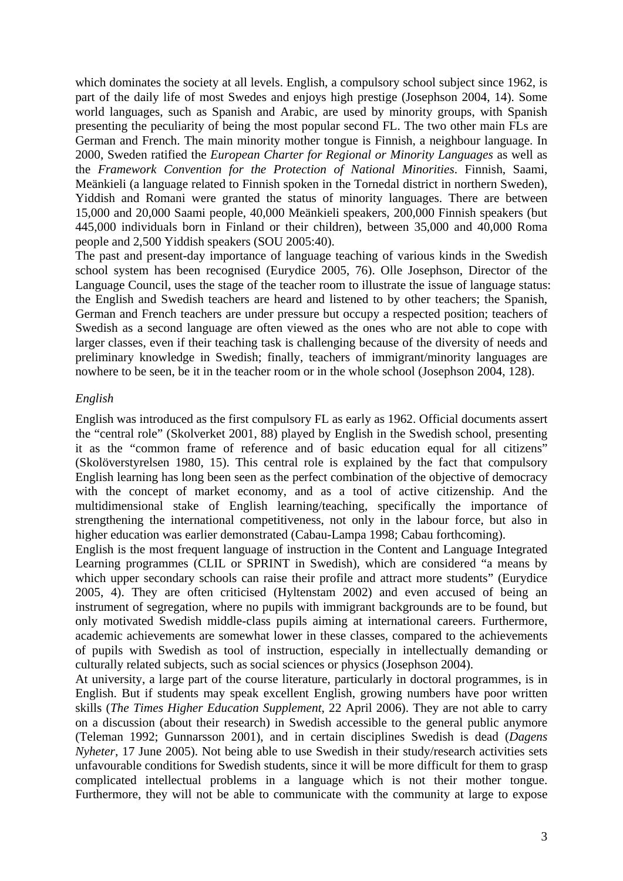which dominates the society at all levels. English, a compulsory school subject since 1962, is part of the daily life of most Swedes and enjoys high prestige (Josephson 2004, 14). Some world languages, such as Spanish and Arabic, are used by minority groups, with Spanish presenting the peculiarity of being the most popular second FL. The two other main FLs are German and French. The main minority mother tongue is Finnish, a neighbour language. In 2000, Sweden ratified the *European Charter for Regional or Minority Languages* as well as the *Framework Convention for the Protection of National Minorities*. Finnish, Saami, Meänkieli (a language related to Finnish spoken in the Tornedal district in northern Sweden), Yiddish and Romani were granted the status of minority languages. There are between 15,000 and 20,000 Saami people, 40,000 Meänkieli speakers, 200,000 Finnish speakers (but 445,000 individuals born in Finland or their children), between 35,000 and 40,000 Roma people and 2,500 Yiddish speakers (SOU 2005:40).

The past and present-day importance of language teaching of various kinds in the Swedish school system has been recognised (Eurydice 2005, 76). Olle Josephson, Director of the Language Council, uses the stage of the teacher room to illustrate the issue of language status: the English and Swedish teachers are heard and listened to by other teachers; the Spanish, German and French teachers are under pressure but occupy a respected position; teachers of Swedish as a second language are often viewed as the ones who are not able to cope with larger classes, even if their teaching task is challenging because of the diversity of needs and preliminary knowledge in Swedish; finally, teachers of immigrant/minority languages are nowhere to be seen, be it in the teacher room or in the whole school (Josephson 2004, 128).

*English*

English was introduced as the first compulsory FL as early as 1962. Official documents assert the "central role" (Skolverket 2001, 88) played by English in the Swedish school, presenting it as the "common frame of reference and of basic education equal for all citizens" (Skolöverstyrelsen 1980, 15). This central role is explained by the fact that compulsory English learning has long been seen as the perfect combination of the objective of democracy with the concept of market economy, and as a tool of active citizenship. And the multidimensional stake of English learning/teaching, specifically the importance of strengthening the international competitiveness, not only in the labour force, but also in higher education was earlier demonstrated (Cabau-Lampa 1998; Cabau forthcoming).

English is the most frequent language of instruction in the Content and Language Integrated Learning programmes (CLIL or SPRINT in Swedish), which are considered "a means by which upper secondary schools can raise their profile and attract more students" (Eurydice 2005, 4). They are often criticised (Hyltenstam 2002) and even accused of being an instrument of segregation, where no pupils with immigrant backgrounds are to be found, but only motivated Swedish middle-class pupils aiming at international careers. Furthermore, academic achievements are somewhat lower in these classes, compared to the achievements of pupils with Swedish as tool of instruction, especially in intellectually demanding or culturally related subjects, such as social sciences or physics (Josephson 2004).

At university, a large part of the course literature, particularly in doctoral programmes, is in English. But if students may speak excellent English, growing numbers have poor written skills (*The Times Higher Education Supplement*, 22 April 2006). They are not able to carry on a discussion (about their research) in Swedish accessible to the general public anymore (Teleman 1992; Gunnarsson 2001), and in certain disciplines Swedish is dead (*Dagens Nyheter*, 17 June 2005). Not being able to use Swedish in their study/research activities sets unfavourable conditions for Swedish students, since it will be more difficult for them to grasp complicated intellectual problems in a language which is not their mother tongue. Furthermore, they will not be able to communicate with the community at large to expose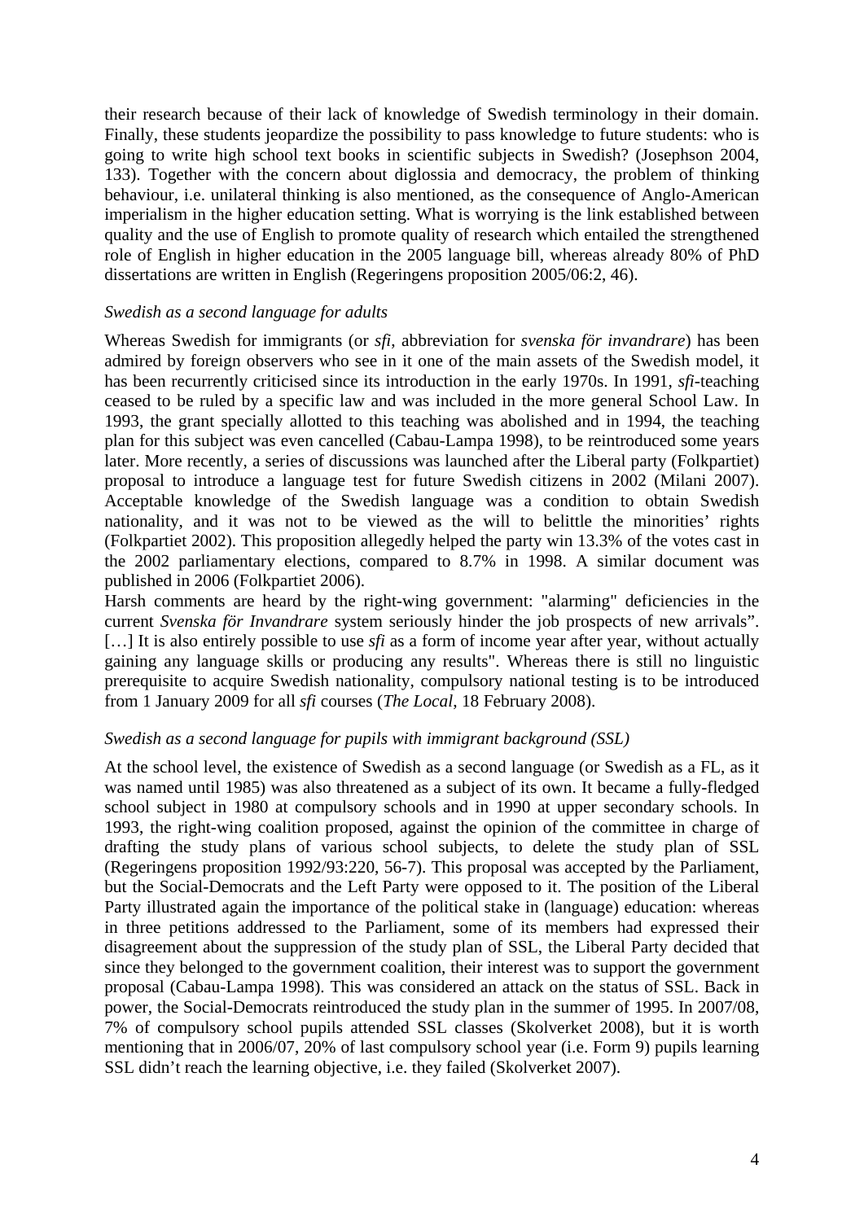their research because of their lack of knowledge of Swedish terminology in their domain. Finally, these students jeopardize the possibility to pass knowledge to future students: who is going to write high school text books in scientific subjects in Swedish? (Josephson 2004, 133). Together with the concern about diglossia and democracy, the problem of thinking behaviour, i.e. unilateral thinking is also mentioned, as the consequence of Anglo-American imperialism in the higher education setting. What is worrying is the link established between quality and the use of English to promote quality of research which entailed the strengthened role of English in higher education in the 2005 language bill, whereas already 80% of PhD dissertations are written in English (Regeringens proposition 2005/06:2, 46).

*Swedish as a second language for adults*

Whereas Swedish for immigrants (or *sfi*, abbreviation for *svenska för invandrare*) has been admired by foreign observers who see in it one of the main assets of the Swedish model, it has been recurrently criticised since its introduction in the early 1970s. In 1991, *sfi*-teaching ceased to be ruled by a specific law and was included in the more general School Law. In 1993, the grant specially allotted to this teaching was abolished and in 1994, the teaching plan for this subject was even cancelled (Cabau-Lampa 1998), to be reintroduced some years later. More recently, a series of discussions was launched after the Liberal party (Folkpartiet) proposal to introduce a language test for future Swedish citizens in 2002 (Milani 2007). Acceptable knowledge of the Swedish language was a condition to obtain Swedish nationality, and it was not to be viewed as the will to belittle the minorities' rights (Folkpartiet 2002). This proposition allegedly helped the party win 13.3% of the votes cast in the 2002 parliamentary elections, compared to 8.7% in 1998. A similar document was published in 2006 (Folkpartiet 2006).

Harsh comments are heard by the right-wing government: "alarming" deficiencies in the current *Svenska för Invandrare* system seriously hinder the job prospects of new arrivals". […] It is also entirely possible to use *sfi* as a form of income year after year, without actually gaining any language skills or producing any results". Whereas there is still no linguistic prerequisite to acquire Swedish nationality, compulsory national testing is to be introduced from 1 January 2009 for all *sfi* courses (*The Local*, 18 February 2008).

*Swedish as a second language for pupils with immigrant background (SSL)*

At the school level, the existence of Swedish as a second language (or Swedish as a FL, as it was named until 1985) was also threatened as a subject of its own. It became a fully-fledged school subject in 1980 at compulsory schools and in 1990 at upper secondary schools. In 1993, the right-wing coalition proposed, against the opinion of the committee in charge of drafting the study plans of various school subjects, to delete the study plan of SSL (Regeringens proposition 1992/93:220, 56-7). This proposal was accepted by the Parliament, but the Social-Democrats and the Left Party were opposed to it. The position of the Liberal Party illustrated again the importance of the political stake in (language) education: whereas in three petitions addressed to the Parliament, some of its members had expressed their disagreement about the suppression of the study plan of SSL, the Liberal Party decided that since they belonged to the government coalition, their interest was to support the government proposal (Cabau-Lampa 1998). This was considered an attack on the status of SSL. Back in power, the Social-Democrats reintroduced the study plan in the summer of 1995. In 2007/08, 7% of compulsory school pupils attended SSL classes (Skolverket 2008), but it is worth mentioning that in 2006/07, 20% of last compulsory school year (i.e. Form 9) pupils learning SSL didn't reach the learning objective, i.e. they failed (Skolverket 2007).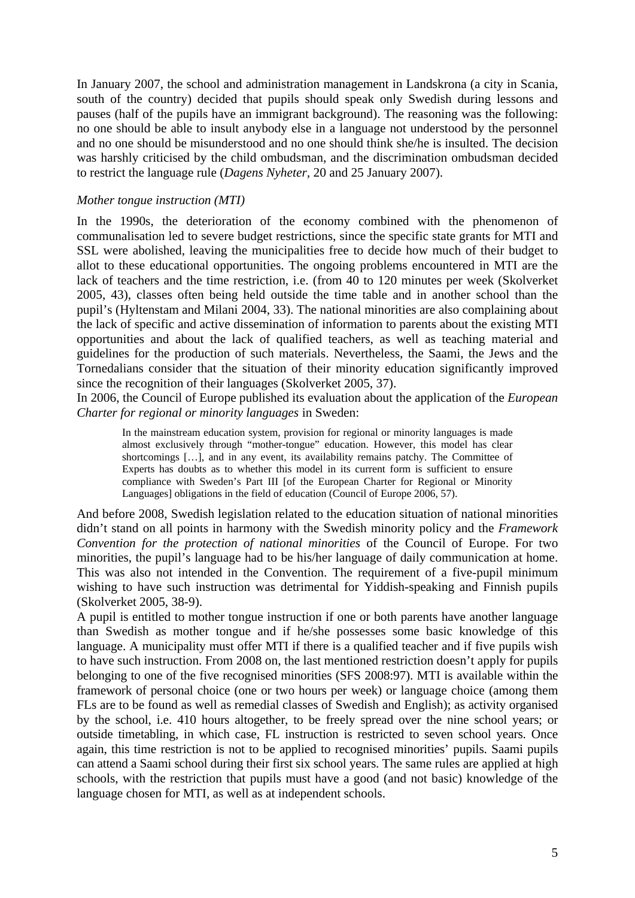In January 2007, the school and administration management in Landskrona (a city in Scania, south of the country) decided that pupils should speak only Swedish during lessons and pauses (half of the pupils have an immigrant background). The reasoning was the following: no one should be able to insult anybody else in a language not understood by the personnel and no one should be misunderstood and no one should think she/he is insulted. The decision was harshly criticised by the child ombudsman, and the discrimination ombudsman decided to restrict the language rule (*Dagens Nyheter*, 20 and 25 January 2007).

*Mother tongue instruction (MTI)*

In the 1990s, the deterioration of the economy combined with the phenomenon of communalisation led to severe budget restrictions, since the specific state grants for MTI and SSL were abolished, leaving the municipalities free to decide how much of their budget to allot to these educational opportunities. The ongoing problems encountered in MTI are the lack of teachers and the time restriction, i.e. (from 40 to 120 minutes per week (Skolverket 2005, 43), classes often being held outside the time table and in another school than the pupil's (Hyltenstam and Milani 2004, 33). The national minorities are also complaining about the lack of specific and active dissemination of information to parents about the existing MTI opportunities and about the lack of qualified teachers, as well as teaching material and guidelines for the production of such materials. Nevertheless, the Saami, the Jews and the Tornedalians consider that the situation of their minority education significantly improved since the recognition of their languages (Skolverket 2005, 37).

In 2006, the Council of Europe published its evaluation about the application of the *European Charter for regional or minority languages* in Sweden:

> In the mainstream education system, provision for regional or minority languages is made almost exclusively through "mother-tongue" education. However, this model has clear shortcomings […], and in any event, its availability remains patchy. The Committee of Experts has doubts as to whether this model in its current form is sufficient to ensure compliance with Sweden's Part III [of the European Charter for Regional or Minority Languages] obligations in the field of education (Council of Europe 2006, 57).

And before 2008, Swedish legislation related to the education situation of national minorities didn't stand on all points in harmony with the Swedish minority policy and the *Framework Convention for the protection of national minorities* of the Council of Europe. For two minorities, the pupil's language had to be his/her language of daily communication at home. This was also not intended in the Convention. The requirement of a five-pupil minimum wishing to have such instruction was detrimental for Yiddish-speaking and Finnish pupils (Skolverket 2005, 38-9).

A pupil is entitled to mother tongue instruction if one or both parents have another language than Swedish as mother tongue and if he/she possesses some basic knowledge of this language. A municipality must offer MTI if there is a qualified teacher and if five pupils wish to have such instruction. From 2008 on, the last mentioned restriction doesn't apply for pupils belonging to one of the five recognised minorities (SFS 2008:97). MTI is available within the framework of personal choice (one or two hours per week) or language choice (among them FLs are to be found as well as remedial classes of Swedish and English); as activity organised by the school, i.e. 410 hours altogether, to be freely spread over the nine school years; or outside timetabling, in which case, FL instruction is restricted to seven school years. Once again, this time restriction is not to be applied to recognised minorities' pupils. Saami pupils can attend a Saami school during their first six school years. The same rules are applied at high schools, with the restriction that pupils must have a good (and not basic) knowledge of the language chosen for MTI, as well as at independent schools.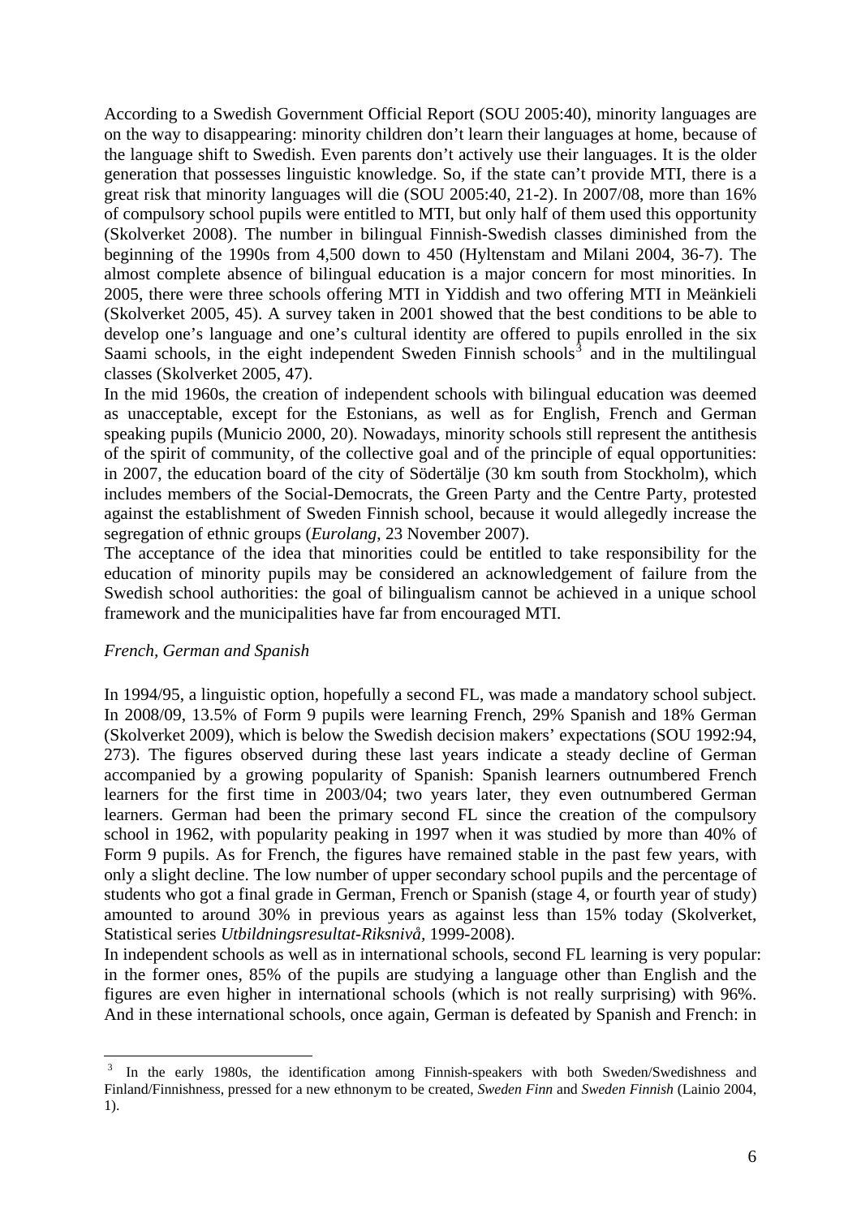According to a Swedish Government Official Report (SOU 2005:40), minority languages are on the way to disappearing: minority children don't learn their languages at home, because of the language shift to Swedish. Even parents don't actively use their languages. It is the older generation that possesses linguistic knowledge. So, if the state can't provide MTI, there is a great risk that minority languages will die (SOU 2005:40, 21-2). In 2007/08, more than 16% of compulsory school pupils were entitled to MTI, but only half of them used this opportunity (Skolverket 2008). The number in bilingual Finnish-Swedish classes diminished from the beginning of the 1990s from 4,500 down to 450 (Hyltenstam and Milani 2004, 36-7). The almost complete absence of bilingual education is a major concern for most minorities. In 2005, there were three schools offering MTI in Yiddish and two offering MTI in Meänkieli (Skolverket 2005, 45). A survey taken in 2001 showed that the best conditions to be able to develop one's language and one's cultural identity are offered to pupils enrolled in the six Saami schools, in the eight independent Sweden Finnish schools[3] and in the multilingual classes (Skolverket 2005, 47).

In the mid 1960s, the creation of independent schools with bilingual education was deemed as unacceptable, except for the Estonians, as well as for English, French and German speaking pupils (Municio 2000, 20). Nowadays, minority schools still represent the antithesis of the spirit of community, of the collective goal and of the principle of equal opportunities: in 2007, the education board of the city of Södertälje (30 km south from Stockholm), which includes members of the Social-Democrats, the Green Party and the Centre Party, protested against the establishment of Sweden Finnish school, because it would allegedly increase the segregation of ethnic groups (*Eurolang*, 23 November 2007).

The acceptance of the idea that minorities could be entitled to take responsibility for the education of minority pupils may be considered an acknowledgement of failure from the Swedish school authorities: the goal of bilingualism cannot be achieved in a unique school framework and the municipalities have far from encouraged MTI.

*French, German and Spanish*

In 1994/95, a linguistic option, hopefully a second FL, was made a mandatory school subject. In 2008/09, 13.5% of Form 9 pupils were learning French, 29% Spanish and 18% German (Skolverket 2009), which is below the Swedish decision makers' expectations (SOU 1992:94, 273). The figures observed during these last years indicate a steady decline of German accompanied by a growing popularity of Spanish: Spanish learners outnumbered French learners for the first time in 2003/04; two years later, they even outnumbered German learners. German had been the primary second FL since the creation of the compulsory school in 1962, with popularity peaking in 1997 when it was studied by more than 40% of Form 9 pupils. As for French, the figures have remained stable in the past few years, with only a slight decline. The low number of upper secondary school pupils and the percentage of students who got a final grade in German, French or Spanish (stage 4, or fourth year of study) amounted to around 30% in previous years as against less than 15% today (Skolverket, Statistical series *Utbildningsresultat-Riksnivå,* 1999-2008).

In independent schools as well as in international schools, second FL learning is very popular: in the former ones, 85% of the pupils are studying a language other than English and the figures are even higher in international schools (which is not really surprising) with 96%. And in these international schools, once again, German is defeated by Spanish and French: in

[3] In the early 1980s, the identification among Finnish-speakers with both Sweden/Swedishness and Finland/Finnishness, pressed for a new ethnonym to be created, *Sweden Finn* and *Sweden Finnish* (Lainio 2004, 1).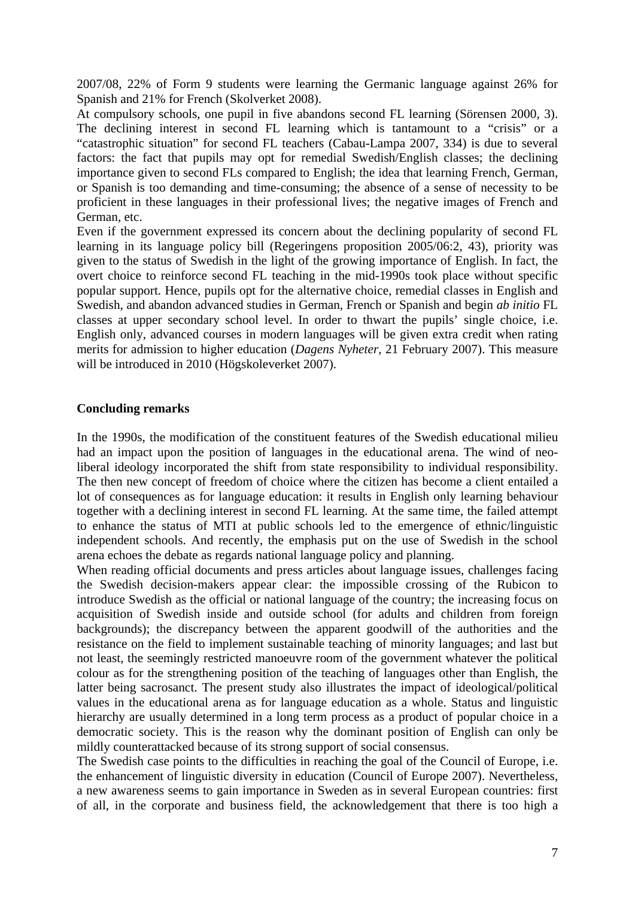2007/08, 22% of Form 9 students were learning the Germanic language against 26% for Spanish and 21% for French (Skolverket 2008).

At compulsory schools, one pupil in five abandons second FL learning (Sörensen 2000, 3). The declining interest in second FL learning which is tantamount to a “crisis” or a “catastrophic situation” for second FL teachers (Cabau-Lampa 2007, 334) is due to several factors: the fact that pupils may opt for remedial Swedish/English classes; the declining importance given to second FLs compared to English; the idea that learning French, German, or Spanish is too demanding and time-consuming; the absence of a sense of necessity to be proficient in these languages in their professional lives; the negative images of French and German, etc.

Even if the government expressed its concern about the declining popularity of second FL learning in its language policy bill (Regeringens proposition 2005/06:2, 43), priority was given to the status of Swedish in the light of the growing importance of English. In fact, the overt choice to reinforce second FL teaching in the mid-1990s took place without specific popular support. Hence, pupils opt for the alternative choice, remedial classes in English and Swedish, and abandon advanced studies in German, French or Spanish and begin *ab initio* FL classes at upper secondary school level. In order to thwart the pupils’ single choice, i.e. English only, advanced courses in modern languages will be given extra credit when rating merits for admission to higher education (*Dagens Nyheter*, 21 February 2007). This measure will be introduced in 2010 (Högskoleverket 2007).

## Concluding remarks

In the 1990s, the modification of the constituent features of the Swedish educational milieu had an impact upon the position of languages in the educational arena. The wind of neo-liberal ideology incorporated the shift from state responsibility to individual responsibility. The then new concept of freedom of choice where the citizen has become a client entailed a lot of consequences as for language education: it results in English only learning behaviour together with a declining interest in second FL learning. At the same time, the failed attempt to enhance the status of MTI at public schools led to the emergence of ethnic/linguistic independent schools. And recently, the emphasis put on the use of Swedish in the school arena echoes the debate as regards national language policy and planning.

When reading official documents and press articles about language issues, challenges facing the Swedish decision-makers appear clear: the impossible crossing of the Rubicon to introduce Swedish as the official or national language of the country; the increasing focus on acquisition of Swedish inside and outside school (for adults and children from foreign backgrounds); the discrepancy between the apparent goodwill of the authorities and the resistance on the field to implement sustainable teaching of minority languages; and last but not least, the seemingly restricted manoeuvre room of the government whatever the political colour as for the strengthening position of the teaching of languages other than English, the latter being sacrosanct. The present study also illustrates the impact of ideological/political values in the educational arena as for language education as a whole. Status and linguistic hierarchy are usually determined in a long term process as a product of popular choice in a democratic society. This is the reason why the dominant position of English can only be mildly counterattacked because of its strong support of social consensus.

The Swedish case points to the difficulties in reaching the goal of the Council of Europe, i.e. the enhancement of linguistic diversity in education (Council of Europe 2007). Nevertheless, a new awareness seems to gain importance in Sweden as in several European countries: first of all, in the corporate and business field, the acknowledgement that there is too high a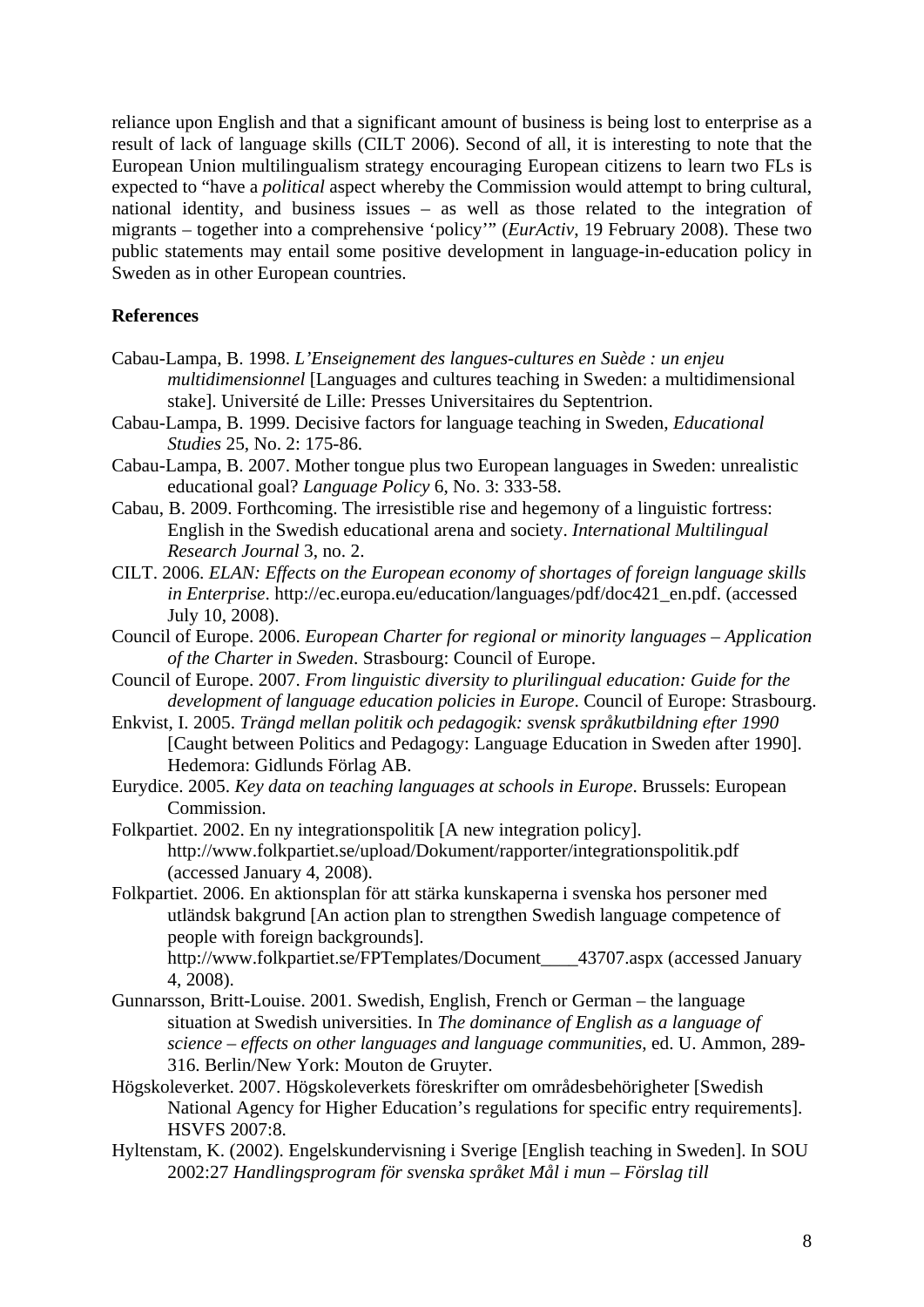reliance upon English and that a significant amount of business is being lost to enterprise as a result of lack of language skills (CILT 2006). Second of all, it is interesting to note that the European Union multilingualism strategy encouraging European citizens to learn two FLs is expected to "have a *political* aspect whereby the Commission would attempt to bring cultural, national identity, and business issues – as well as those related to the integration of migrants – together into a comprehensive 'policy'" (*EurActiv*, 19 February 2008). These two public statements may entail some positive development in language-in-education policy in Sweden as in other European countries.

**References**

Cabau-Lampa, B. 1998. *L'Enseignement des langues-cultures en Suède : un enjeu multidimensionnel* [Languages and cultures teaching in Sweden: a multidimensional stake]. Université de Lille: Presses Universitaires du Septentrion.

Cabau-Lampa, B. 1999. Decisive factors for language teaching in Sweden, *Educational Studies* 25, No. 2: 175-86.

Cabau-Lampa, B. 2007. Mother tongue plus two European languages in Sweden: unrealistic educational goal? *Language Policy* 6, No. 3: 333-58.

Cabau, B. 2009. Forthcoming. The irresistible rise and hegemony of a linguistic fortress: English in the Swedish educational arena and society. *International Multilingual Research Journal* 3, no. 2.

CILT. 2006. *ELAN: Effects on the European economy of shortages of foreign language skills in Enterprise*. http://ec.europa.eu/education/languages/pdf/doc421_en.pdf. (accessed July 10, 2008).

Council of Europe. 2006. *European Charter for regional or minority languages – Application of the Charter in Sweden*. Strasbourg: Council of Europe.

Council of Europe. 2007. *From linguistic diversity to plurilingual education: Guide for the development of language education policies in Europe*. Council of Europe: Strasbourg.

Enkvist, I. 2005. *Trängd mellan politik och pedagogik: svensk språkutbildning efter 1990* [Caught between Politics and Pedagogy: Language Education in Sweden after 1990]. Hedemora: Gidlunds Förlag AB.

Eurydice. 2005. *Key data on teaching languages at schools in Europe*. Brussels: European Commission.

Folkpartiet. 2002. En ny integrationspolitik [A new integration policy]. http://www.folkpartiet.se/upload/Dokument/rapporter/integrationspolitik.pdf (accessed January 4, 2008).

Folkpartiet. 2006. En aktionsplan för att stärka kunskaperna i svenska hos personer med utländsk bakgrund [An action plan to strengthen Swedish language competence of people with foreign backgrounds]. http://www.folkpartiet.se/FPTemplates/Document____43707.aspx (accessed January 4, 2008).

Gunnarsson, Britt-Louise. 2001. Swedish, English, French or German – the language situation at Swedish universities. In *The dominance of English as a language of science – effects on other languages and language communities*, ed. U. Ammon, 289-316. Berlin/New York: Mouton de Gruyter.

Högskoleverket. 2007. Högskoleverkets föreskrifter om områdesbehörigheter [Swedish National Agency for Higher Education's regulations for specific entry requirements]. HSVFS 2007:8.

Hyltenstam, K. (2002). Engelskundervisning i Sverige [English teaching in Sweden]. In SOU 2002:27 *Handlingsprogram för svenska språket Mål i mun – Förslag till*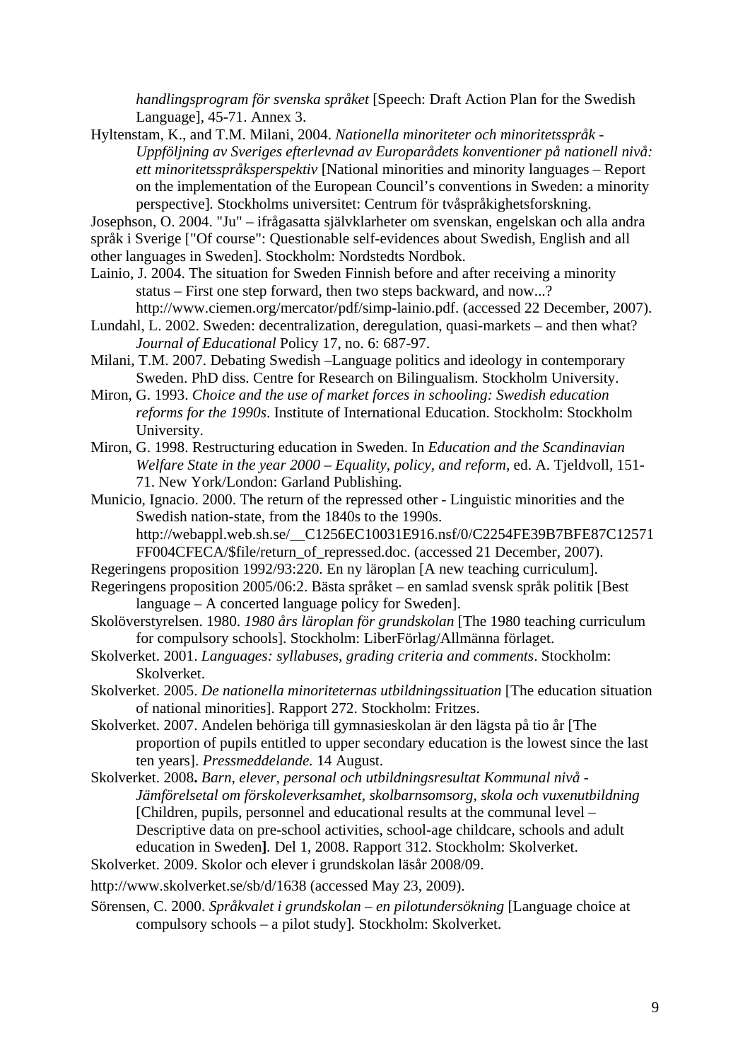*handlingsprogram för svenska språket* [Speech: Draft Action Plan for the Swedish Language], 45-71. Annex 3.

Hyltenstam, K., and T.M. Milani, 2004. *Nationella minoriteter och minoritetsspråk - Uppföljning av Sveriges efterlevnad av Europarådets konventioner på nationell nivå: ett minoritetsspråksperspektiv* [National minorities and minority languages – Report on the implementation of the European Council's conventions in Sweden: a minority perspective]*.* Stockholms universitet: Centrum för tvåspråkighetsforskning.

Josephson, O. 2004. "Ju" – ifrågasatta självklarheter om svenskan, engelskan och alla andra språk i Sverige ["Of course": Questionable self-evidences about Swedish, English and all other languages in Sweden]. Stockholm: Nordstedts Nordbok.

Lainio, J. 2004. The situation for Sweden Finnish before and after receiving a minority status – First one step forward, then two steps backward, and now...? http://www.ciemen.org/mercator/pdf/simp-lainio.pdf. (accessed 22 December, 2007).

Lundahl, L. 2002. Sweden: decentralization, deregulation, quasi-markets – and then what? *Journal of Educational* Policy 17, no. 6: 687-97.

Milani, T.M. 2007. Debating Swedish –Language politics and ideology in contemporary Sweden. PhD diss. Centre for Research on Bilingualism. Stockholm University.

Miron, G. 1993. *Choice and the use of market forces in schooling: Swedish education reforms for the 1990s*. Institute of International Education. Stockholm: Stockholm University.

Miron, G. 1998. Restructuring education in Sweden. In *Education and the Scandinavian Welfare State in the year 2000 – Equality, policy, and reform*, ed. A. Tjeldvoll, 151-71. New York/London: Garland Publishing.

Municio, Ignacio. 2000. The return of the repressed other - Linguistic minorities and the Swedish nation-state, from the 1840s to the 1990s. http://webappl.web.sh.se/__C1256EC10031E916.nsf/0/C2254FE39B7BFE87C12571FF004CFECA/$file/return_of_repressed.doc. (accessed 21 December, 2007).

Regeringens proposition 1992/93:220. En ny läroplan [A new teaching curriculum].

Regeringens proposition 2005/06:2. Bästa språket – en samlad svensk språk politik [Best language – A concerted language policy for Sweden].

Skolöverstyrelsen. 1980. *1980 års läroplan för grundskolan* [The 1980 teaching curriculum for compulsory schools]. Stockholm: LiberFörlag/Allmänna förlaget.

Skolverket. 2001. *Languages: syllabuses, grading criteria and comments*. Stockholm: Skolverket.

Skolverket. 2005. *De nationella minoriteternas utbildningssituation* [The education situation of national minorities]. Rapport 272. Stockholm: Fritzes.

Skolverket. 2007. Andelen behöriga till gymnasieskolan är den lägsta på tio år [The proportion of pupils entitled to upper secondary education is the lowest since the last ten years]. *Pressmeddelande.* 14 August.

Skolverket. 2008**.** *Barn, elever, personal och utbildningsresultat Kommunal nivå - Jämförelsetal om förskoleverksamhet, skolbarnsomsorg, skola och vuxenutbildning* [Children, pupils, personnel and educational results at the communal level – Descriptive data on pre-school activities, school-age childcare, schools and adult education in Sweden**]**. Del 1, 2008. Rapport 312. Stockholm: Skolverket.

Skolverket. 2009. Skolor och elever i grundskolan läsår 2008/09.

http://www.skolverket.se/sb/d/1638 (accessed May 23, 2009).

Sörensen, C. 2000. *Språkvalet i grundskolan – en pilotundersökning* [Language choice at compulsory schools – a pilot study]*.* Stockholm: Skolverket.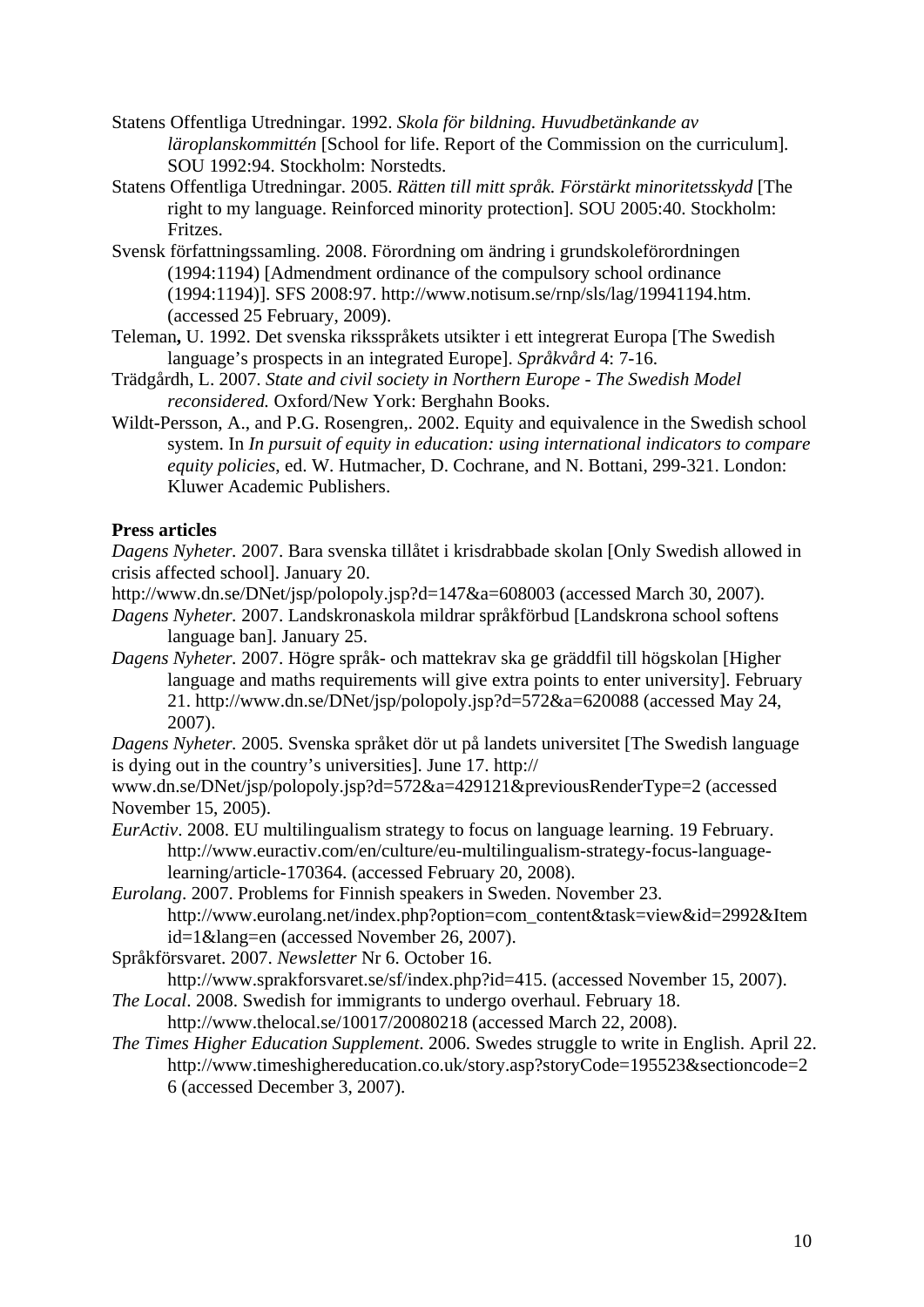Statens Offentliga Utredningar. 1992. *Skola för bildning. Huvudbetänkande av läroplanskommittén* [School for life. Report of the Commission on the curriculum]. SOU 1992:94. Stockholm: Norstedts.

Statens Offentliga Utredningar. 2005. *Rätten till mitt språk. Förstärkt minoritetsskydd* [The right to my language. Reinforced minority protection]. SOU 2005:40. Stockholm: Fritzes.

Svensk författningssamling. 2008. Förordning om ändring i grundskoleförordningen (1994:1194) [Admendment ordinance of the compulsory school ordinance (1994:1194)]. SFS 2008:97. http://www.notisum.se/rnp/sls/lag/19941194.htm. (accessed 25 February, 2009).

Teleman**,** U. 1992. Det svenska riksspråkets utsikter i ett integrerat Europa [The Swedish language's prospects in an integrated Europe]. *Språkvård* 4: 7-16.

Trädgårdh, L. 2007. *State and civil society in Northern Europe - The Swedish Model reconsidered.* Oxford/New York: Berghahn Books.

Wildt-Persson, A., and P.G. Rosengren,. 2002. Equity and equivalence in the Swedish school system. In *In pursuit of equity in education: using international indicators to compare equity policies*, ed. W. Hutmacher, D. Cochrane, and N. Bottani, 299-321. London: Kluwer Academic Publishers.

**Press articles**

*Dagens Nyheter.* 2007. Bara svenska tillåtet i krisdrabbade skolan [Only Swedish allowed in crisis affected school]. January 20. http://www.dn.se/DNet/jsp/polopoly.jsp?d=147&a=608003 (accessed March 30, 2007).

*Dagens Nyheter.* 2007. Landskronaskola mildrar språkförbud [Landskrona school softens language ban]. January 25.

*Dagens Nyheter.* 2007. Högre språk- och mattekrav ska ge gräddfil till högskolan [Higher language and maths requirements will give extra points to enter university]. February 21. http://www.dn.se/DNet/jsp/polopoly.jsp?d=572&a=620088 (accessed May 24, 2007).

*Dagens Nyheter.* 2005. Svenska språket dör ut på landets universitet [The Swedish language is dying out in the country's universities]. June 17. http:// www.dn.se/DNet/jsp/polopoly.jsp?d=572&a=429121&previousRenderType=2 (accessed November 15, 2005).

*EurActiv*. 2008. EU multilingualism strategy to focus on language learning. 19 February. http://www.euractiv.com/en/culture/eu-multilingualism-strategy-focus-language-learning/article-170364. (accessed February 20, 2008).

*Eurolang*. 2007. Problems for Finnish speakers in Sweden. November 23. http://www.eurolang.net/index.php?option=com_content&task=view&id=2992&Itemid=1&lang=en (accessed November 26, 2007).

Språkförsvaret. 2007. *Newsletter* Nr 6. October 16. http://www.sprakforsvaret.se/sf/index.php?id=415. (accessed November 15, 2007).

*The Local*. 2008. Swedish for immigrants to undergo overhaul. February 18. http://www.thelocal.se/10017/20080218 (accessed March 22, 2008).

*The Times Higher Education Supplement*. 2006. Swedes struggle to write in English. April 22. http://www.timeshighereducation.co.uk/story.asp?storyCode=195523&sectioncode=26 (accessed December 3, 2007).